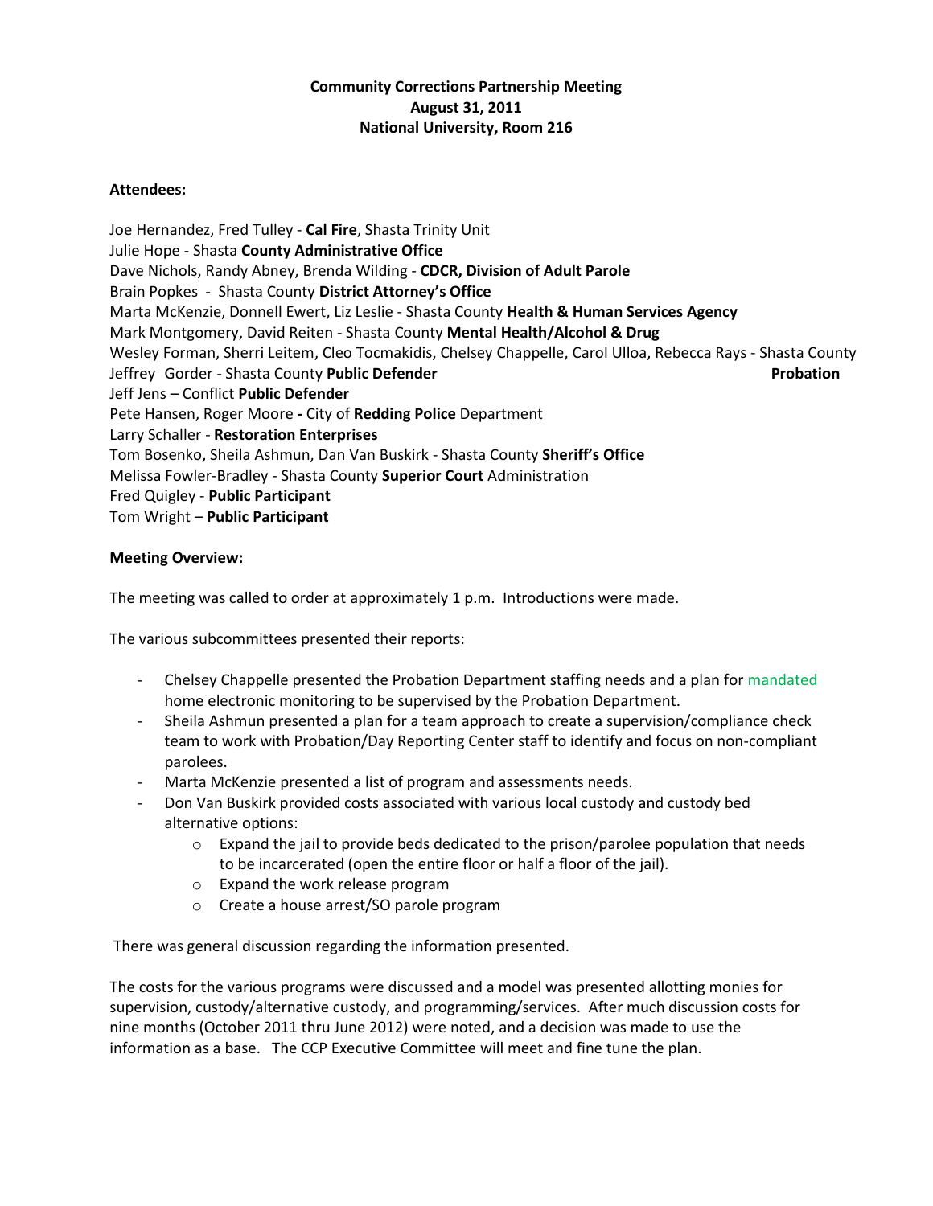**Community Corrections Partnership Meeting**
**August 31, 2011**
**National University, Room 216**

**Attendees:**

Joe Hernandez, Fred Tulley - **Cal Fire**, Shasta Trinity Unit
Julie Hope - Shasta **County Administrative Office**
Dave Nichols, Randy Abney, Brenda Wilding - **CDCR, Division of Adult Parole**
Brain Popkes - Shasta County **District Attorney's Office**
Marta McKenzie, Donnell Ewert, Liz Leslie - Shasta County **Health & Human Services Agency**
Mark Montgomery, David Reiten - Shasta County **Mental Health/Alcohol & Drug**
Wesley Forman, Sherri Leitem, Cleo Tocmakidis, Chelsey Chappelle, Carol Ulloa, Rebecca Rays - Shasta County **Probation**
Jeffrey Gorder - Shasta County **Public Defender**
Jeff Jens – Conflict **Public Defender**
Pete Hansen, Roger Moore **-** City of **Redding Police** Department
Larry Schaller - **Restoration Enterprises**
Tom Bosenko, Sheila Ashmun, Dan Van Buskirk - Shasta County **Sheriff's Office**
Melissa Fowler-Bradley - Shasta County **Superior Court** Administration
Fred Quigley - **Public Participant**
Tom Wright – **Public Participant**

**Meeting Overview:**

The meeting was called to order at approximately 1 p.m. Introductions were made.

The various subcommittees presented their reports:

- Chelsey Chappelle presented the Probation Department staffing needs and a plan for mandated home electronic monitoring to be supervised by the Probation Department.
- Sheila Ashmun presented a plan for a team approach to create a supervision/compliance check team to work with Probation/Day Reporting Center staff to identify and focus on non-compliant parolees.
- Marta McKenzie presented a list of program and assessments needs.
- Don Van Buskirk provided costs associated with various local custody and custody bed alternative options:
  - Expand the jail to provide beds dedicated to the prison/parolee population that needs to be incarcerated (open the entire floor or half a floor of the jail).
  - Expand the work release program
  - Create a house arrest/SO parole program

There was general discussion regarding the information presented.

The costs for the various programs were discussed and a model was presented allotting monies for supervision, custody/alternative custody, and programming/services. After much discussion costs for nine months (October 2011 thru June 2012) were noted, and a decision was made to use the information as a base. The CCP Executive Committee will meet and fine tune the plan.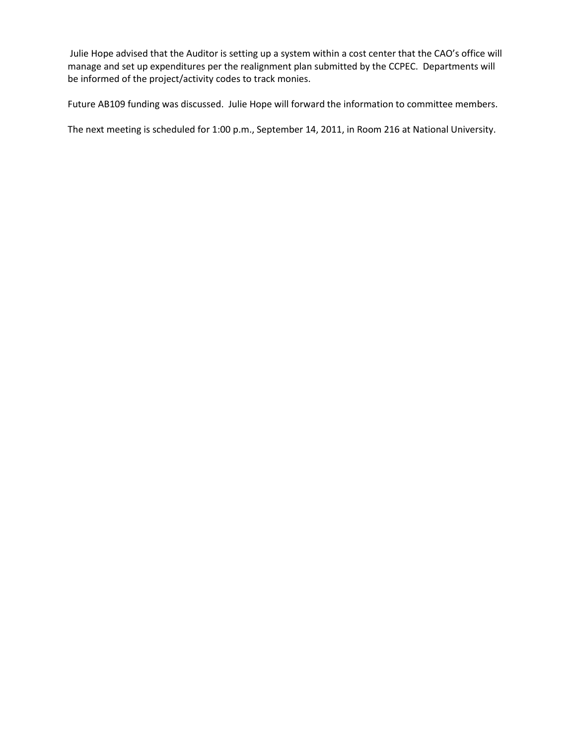Julie Hope advised that the Auditor is setting up a system within a cost center that the CAO's office will manage and set up expenditures per the realignment plan submitted by the CCPEC. Departments will be informed of the project/activity codes to track monies.

Future AB109 funding was discussed. Julie Hope will forward the information to committee members.

The next meeting is scheduled for 1:00 p.m., September 14, 2011, in Room 216 at National University.